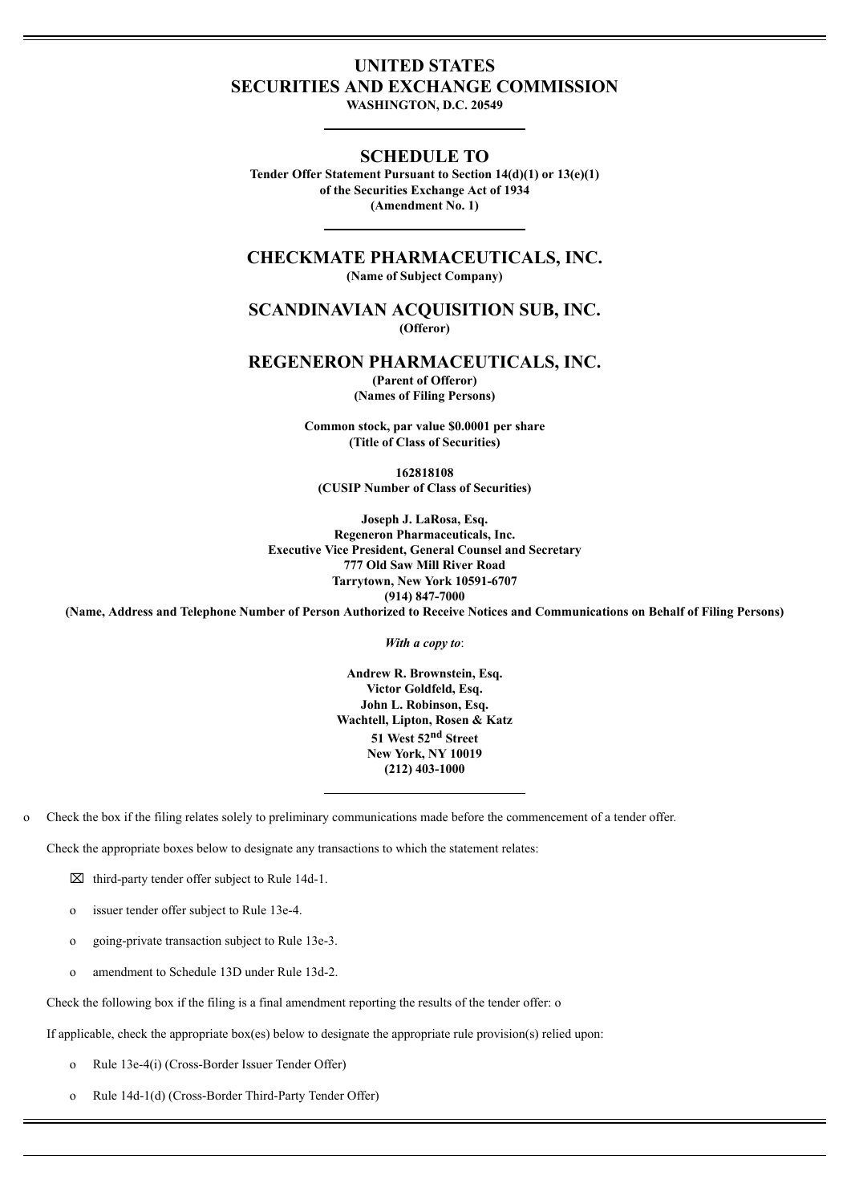# UNITED STATES
# SECURITIES AND EXCHANGE COMMISSION

**WASHINGTON, D.C. 20549**

---

## SCHEDULE TO

**Tender Offer Statement Pursuant to Section 14(d)(1) or 13(e)(1)**
**of the Securities Exchange Act of 1934**
**(Amendment No. 1)**

---

## CHECKMATE PHARMACEUTICALS, INC.

**(Name of Subject Company)**

## SCANDINAVIAN ACQUISITION SUB, INC.

**(Offeror)**

## REGENERON PHARMACEUTICALS, INC.

**(Parent of Offeror)**
**(Names of Filing Persons)**

**Common stock, par value $0.0001 per share**
**(Title of Class of Securities)**

**162818108**
**(CUSIP Number of Class of Securities)**

**Joseph J. LaRosa, Esq.**
**Regeneron Pharmaceuticals, Inc.**
**Executive Vice President, General Counsel and Secretary**
**777 Old Saw Mill River Road**
**Tarrytown, New York 10591-6707**
**(914) 847-7000**
**(Name, Address and Telephone Number of Person Authorized to Receive Notices and Communications on Behalf of Filing Persons)**

*With a copy to*:

**Andrew R. Brownstein, Esq.**
**Victor Goldfeld, Esq.**
**John L. Robinson, Esq.**
**Wachtell, Lipton, Rosen & Katz**
**51 West 52nd Street**
**New York, NY 10019**
**(212) 403-1000**

---

o Check the box if the filing relates solely to preliminary communications made before the commencement of a tender offer.

Check the appropriate boxes below to designate any transactions to which the statement relates:

- ☒ third-party tender offer subject to Rule 14d-1.
- o issuer tender offer subject to Rule 13e-4.
- o going-private transaction subject to Rule 13e-3.
- o amendment to Schedule 13D under Rule 13d-2.

Check the following box if the filing is a final amendment reporting the results of the tender offer: o

If applicable, check the appropriate box(es) below to designate the appropriate rule provision(s) relied upon:

- o Rule 13e-4(i) (Cross-Border Issuer Tender Offer)
- o Rule 14d-1(d) (Cross-Border Third-Party Tender Offer)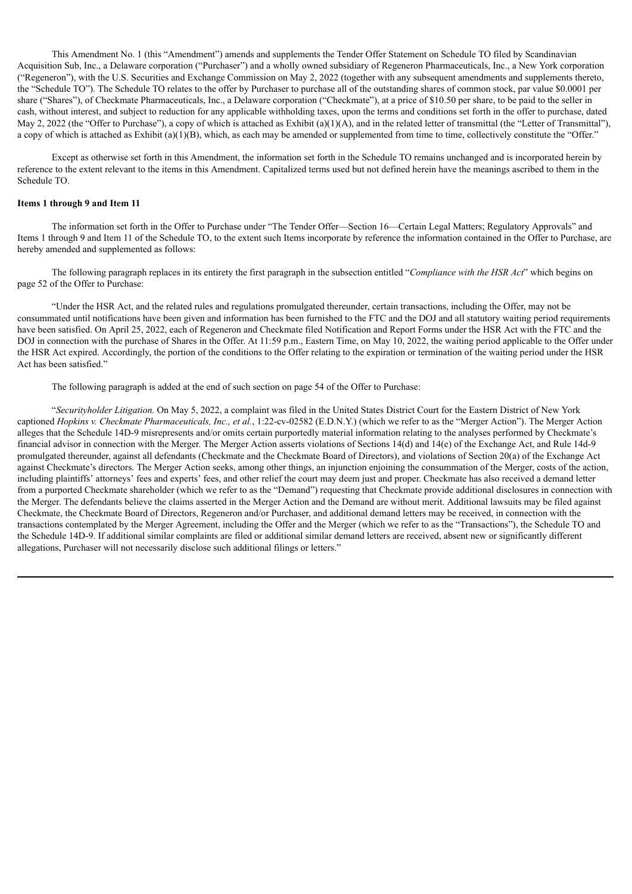This Amendment No. 1 (this "Amendment") amends and supplements the Tender Offer Statement on Schedule TO filed by Scandinavian Acquisition Sub, Inc., a Delaware corporation ("Purchaser") and a wholly owned subsidiary of Regeneron Pharmaceuticals, Inc., a New York corporation ("Regeneron"), with the U.S. Securities and Exchange Commission on May 2, 2022 (together with any subsequent amendments and supplements thereto, the "Schedule TO"). The Schedule TO relates to the offer by Purchaser to purchase all of the outstanding shares of common stock, par value $0.0001 per share ("Shares"), of Checkmate Pharmaceuticals, Inc., a Delaware corporation ("Checkmate"), at a price of $10.50 per share, to be paid to the seller in cash, without interest, and subject to reduction for any applicable withholding taxes, upon the terms and conditions set forth in the offer to purchase, dated May 2, 2022 (the "Offer to Purchase"), a copy of which is attached as Exhibit (a)(1)(A), and in the related letter of transmittal (the "Letter of Transmittal"), a copy of which is attached as Exhibit (a)(1)(B), which, as each may be amended or supplemented from time to time, collectively constitute the "Offer."

Except as otherwise set forth in this Amendment, the information set forth in the Schedule TO remains unchanged and is incorporated herein by reference to the extent relevant to the items in this Amendment. Capitalized terms used but not defined herein have the meanings ascribed to them in the Schedule TO.

**Items 1 through 9 and Item 11**

The information set forth in the Offer to Purchase under "The Tender Offer—Section 16—Certain Legal Matters; Regulatory Approvals" and Items 1 through 9 and Item 11 of the Schedule TO, to the extent such Items incorporate by reference the information contained in the Offer to Purchase, are hereby amended and supplemented as follows:

The following paragraph replaces in its entirety the first paragraph in the subsection entitled "*Compliance with the HSR Act*" which begins on page 52 of the Offer to Purchase:

"Under the HSR Act, and the related rules and regulations promulgated thereunder, certain transactions, including the Offer, may not be consummated until notifications have been given and information has been furnished to the FTC and the DOJ and all statutory waiting period requirements have been satisfied. On April 25, 2022, each of Regeneron and Checkmate filed Notification and Report Forms under the HSR Act with the FTC and the DOJ in connection with the purchase of Shares in the Offer. At 11:59 p.m., Eastern Time, on May 10, 2022, the waiting period applicable to the Offer under the HSR Act expired. Accordingly, the portion of the conditions to the Offer relating to the expiration or termination of the waiting period under the HSR Act has been satisfied."

The following paragraph is added at the end of such section on page 54 of the Offer to Purchase:

"*Securityholder Litigation.* On May 5, 2022, a complaint was filed in the United States District Court for the Eastern District of New York captioned *Hopkins v. Checkmate Pharmaceuticals, Inc., et al.*, 1:22-cv-02582 (E.D.N.Y.) (which we refer to as the "Merger Action"). The Merger Action alleges that the Schedule 14D-9 misrepresents and/or omits certain purportedly material information relating to the analyses performed by Checkmate's financial advisor in connection with the Merger. The Merger Action asserts violations of Sections 14(d) and 14(e) of the Exchange Act, and Rule 14d-9 promulgated thereunder, against all defendants (Checkmate and the Checkmate Board of Directors), and violations of Section 20(a) of the Exchange Act against Checkmate's directors. The Merger Action seeks, among other things, an injunction enjoining the consummation of the Merger, costs of the action, including plaintiffs' attorneys' fees and experts' fees, and other relief the court may deem just and proper. Checkmate has also received a demand letter from a purported Checkmate shareholder (which we refer to as the "Demand") requesting that Checkmate provide additional disclosures in connection with the Merger. The defendants believe the claims asserted in the Merger Action and the Demand are without merit. Additional lawsuits may be filed against Checkmate, the Checkmate Board of Directors, Regeneron and/or Purchaser, and additional demand letters may be received, in connection with the transactions contemplated by the Merger Agreement, including the Offer and the Merger (which we refer to as the "Transactions"), the Schedule TO and the Schedule 14D-9. If additional similar complaints are filed or additional similar demand letters are received, absent new or significantly different allegations, Purchaser will not necessarily disclose such additional filings or letters."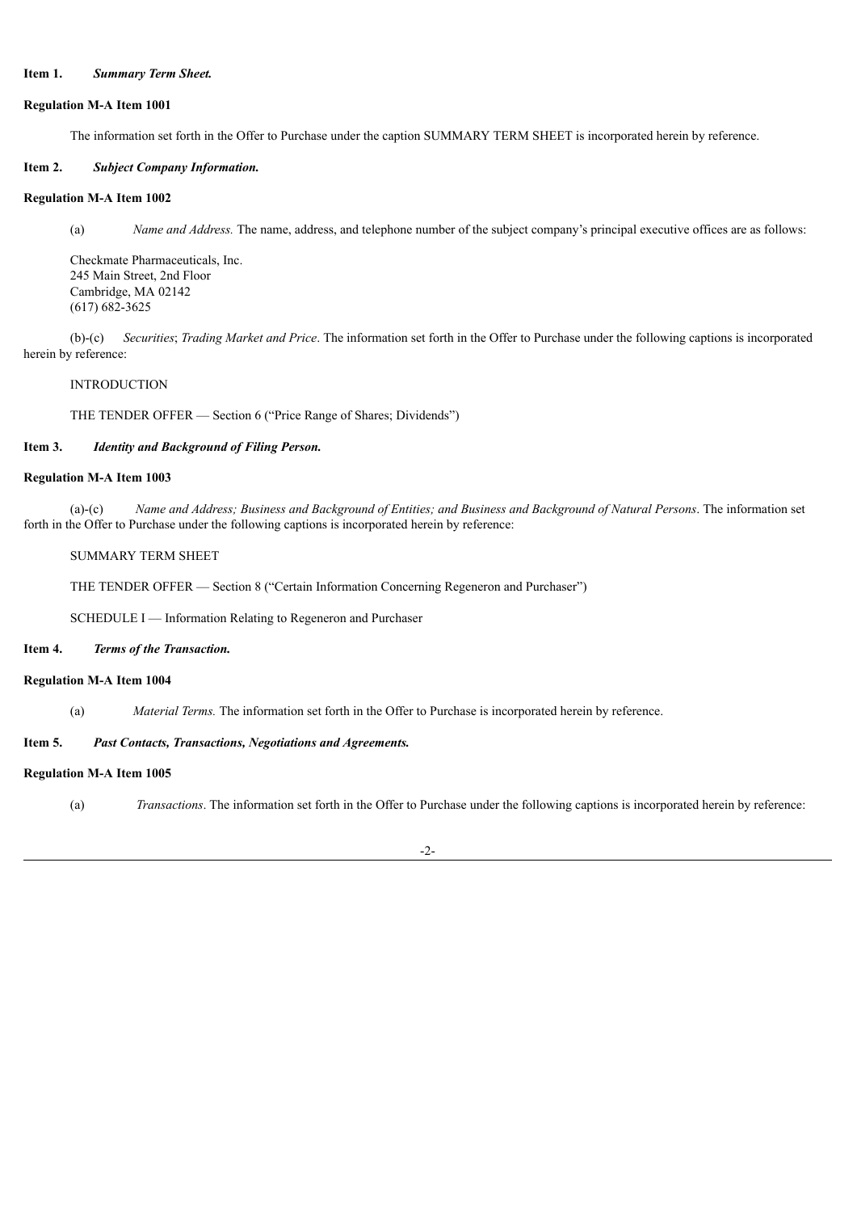**Item 1.** ***Summary Term Sheet.***

**Regulation M-A Item 1001**

The information set forth in the Offer to Purchase under the caption SUMMARY TERM SHEET is incorporated herein by reference.

**Item 2.** ***Subject Company Information.***

**Regulation M-A Item 1002**

(a) *Name and Address.* The name, address, and telephone number of the subject company's principal executive offices are as follows:

Checkmate Pharmaceuticals, Inc.
245 Main Street, 2nd Floor
Cambridge, MA 02142
(617) 682-3625

(b)-(c) *Securities*; *Trading Market and Price*. The information set forth in the Offer to Purchase under the following captions is incorporated herein by reference:

INTRODUCTION

THE TENDER OFFER — Section 6 ("Price Range of Shares; Dividends")

**Item 3.** ***Identity and Background of Filing Person.***

**Regulation M-A Item 1003**

(a)-(c) *Name and Address; Business and Background of Entities; and Business and Background of Natural Persons*. The information set forth in the Offer to Purchase under the following captions is incorporated herein by reference:

SUMMARY TERM SHEET

THE TENDER OFFER — Section 8 ("Certain Information Concerning Regeneron and Purchaser")

SCHEDULE I — Information Relating to Regeneron and Purchaser

**Item 4.** ***Terms of the Transaction.***

**Regulation M-A Item 1004**

(a) *Material Terms.* The information set forth in the Offer to Purchase is incorporated herein by reference.

**Item 5.** ***Past Contacts, Transactions, Negotiations and Agreements.***

**Regulation M-A Item 1005**

(a) *Transactions*. The information set forth in the Offer to Purchase under the following captions is incorporated herein by reference: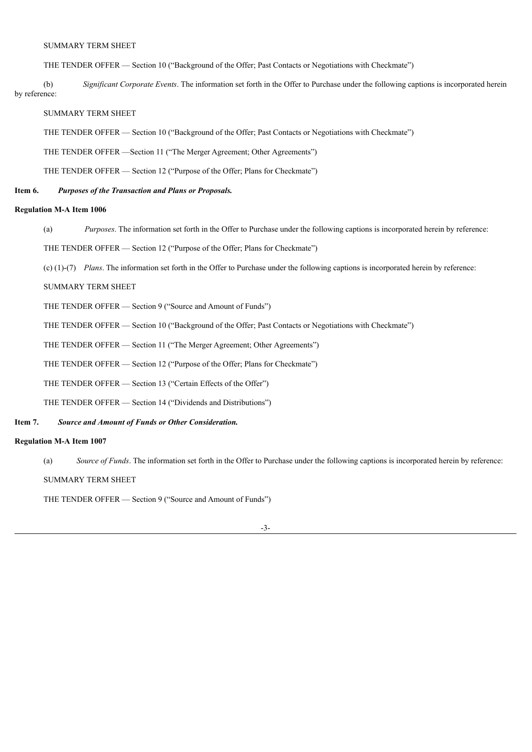SUMMARY TERM SHEET

THE TENDER OFFER — Section 10 ("Background of the Offer; Past Contacts or Negotiations with Checkmate")

(b) *Significant Corporate Events*. The information set forth in the Offer to Purchase under the following captions is incorporated herein by reference:

SUMMARY TERM SHEET

THE TENDER OFFER — Section 10 ("Background of the Offer; Past Contacts or Negotiations with Checkmate")

THE TENDER OFFER —Section 11 ("The Merger Agreement; Other Agreements")

THE TENDER OFFER — Section 12 ("Purpose of the Offer; Plans for Checkmate")

**Item 6.** ***Purposes of the Transaction and Plans or Proposals.***

**Regulation M-A Item 1006**

(a) *Purposes*. The information set forth in the Offer to Purchase under the following captions is incorporated herein by reference:

THE TENDER OFFER — Section 12 ("Purpose of the Offer; Plans for Checkmate")

(c) (1)-(7) *Plans*. The information set forth in the Offer to Purchase under the following captions is incorporated herein by reference:

SUMMARY TERM SHEET

THE TENDER OFFER — Section 9 ("Source and Amount of Funds")

THE TENDER OFFER — Section 10 ("Background of the Offer; Past Contacts or Negotiations with Checkmate")

THE TENDER OFFER — Section 11 ("The Merger Agreement; Other Agreements")

THE TENDER OFFER — Section 12 ("Purpose of the Offer; Plans for Checkmate")

THE TENDER OFFER — Section 13 ("Certain Effects of the Offer")

THE TENDER OFFER — Section 14 ("Dividends and Distributions")

**Item 7.** ***Source and Amount of Funds or Other Consideration.***

**Regulation M-A Item 1007**

(a) *Source of Funds*. The information set forth in the Offer to Purchase under the following captions is incorporated herein by reference:

SUMMARY TERM SHEET

THE TENDER OFFER — Section 9 ("Source and Amount of Funds")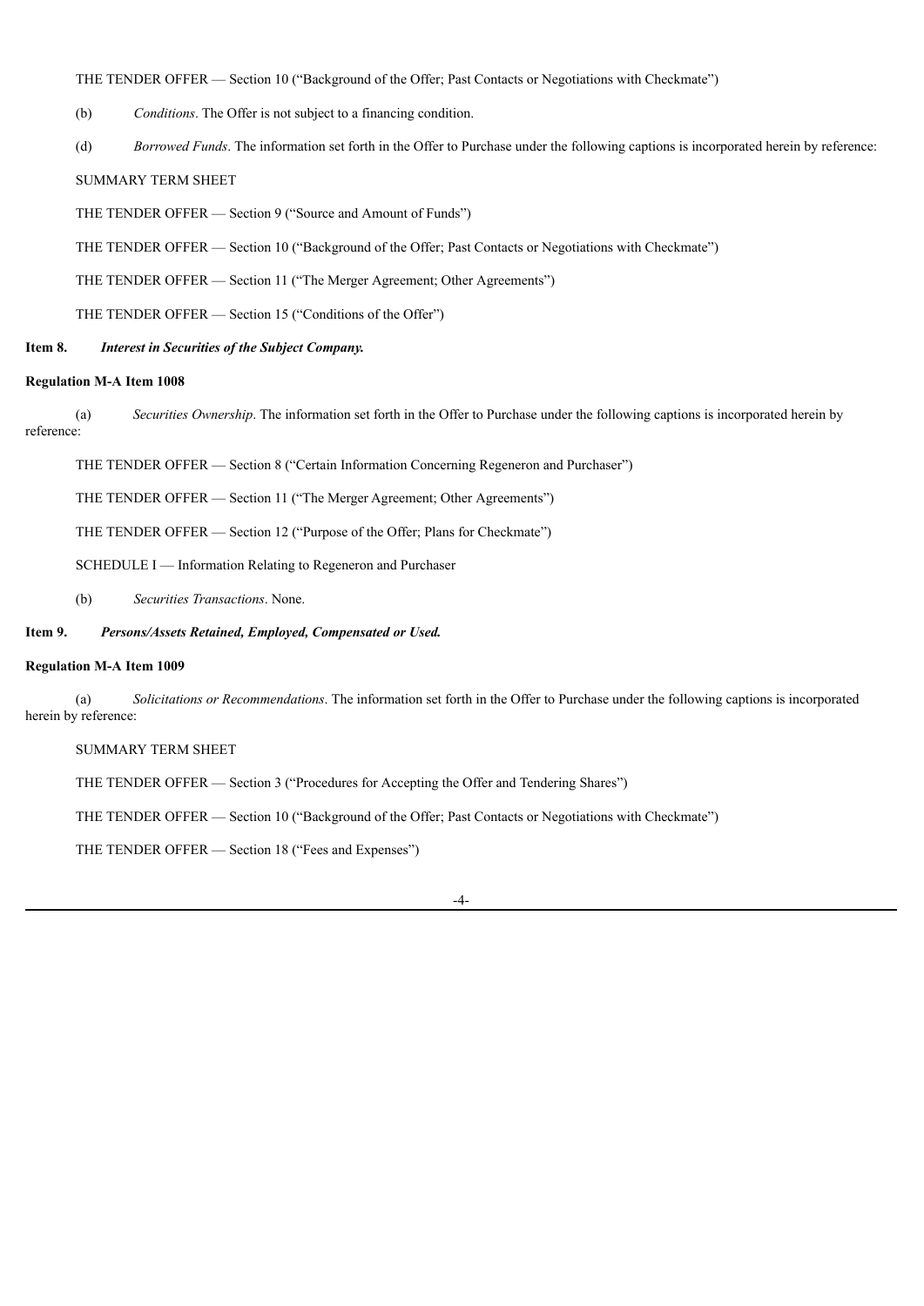THE TENDER OFFER — Section 10 ("Background of the Offer; Past Contacts or Negotiations with Checkmate")

(b) *Conditions*. The Offer is not subject to a financing condition.

(d) *Borrowed Funds*. The information set forth in the Offer to Purchase under the following captions is incorporated herein by reference:

SUMMARY TERM SHEET

THE TENDER OFFER — Section 9 ("Source and Amount of Funds")

THE TENDER OFFER — Section 10 ("Background of the Offer; Past Contacts or Negotiations with Checkmate")

THE TENDER OFFER — Section 11 ("The Merger Agreement; Other Agreements")

THE TENDER OFFER — Section 15 ("Conditions of the Offer")

**Item 8. *Interest in Securities of the Subject Company.***

**Regulation M-A Item 1008**

(a) *Securities Ownership*. The information set forth in the Offer to Purchase under the following captions is incorporated herein by reference:

THE TENDER OFFER — Section 8 ("Certain Information Concerning Regeneron and Purchaser")

THE TENDER OFFER — Section 11 ("The Merger Agreement; Other Agreements")

THE TENDER OFFER — Section 12 ("Purpose of the Offer; Plans for Checkmate")

SCHEDULE I — Information Relating to Regeneron and Purchaser

(b) *Securities Transactions*. None.

**Item 9. *Persons/Assets Retained, Employed, Compensated or Used.***

**Regulation M-A Item 1009**

(a) *Solicitations or Recommendations*. The information set forth in the Offer to Purchase under the following captions is incorporated herein by reference:

SUMMARY TERM SHEET

THE TENDER OFFER — Section 3 ("Procedures for Accepting the Offer and Tendering Shares")

THE TENDER OFFER — Section 10 ("Background of the Offer; Past Contacts or Negotiations with Checkmate")

THE TENDER OFFER — Section 18 ("Fees and Expenses")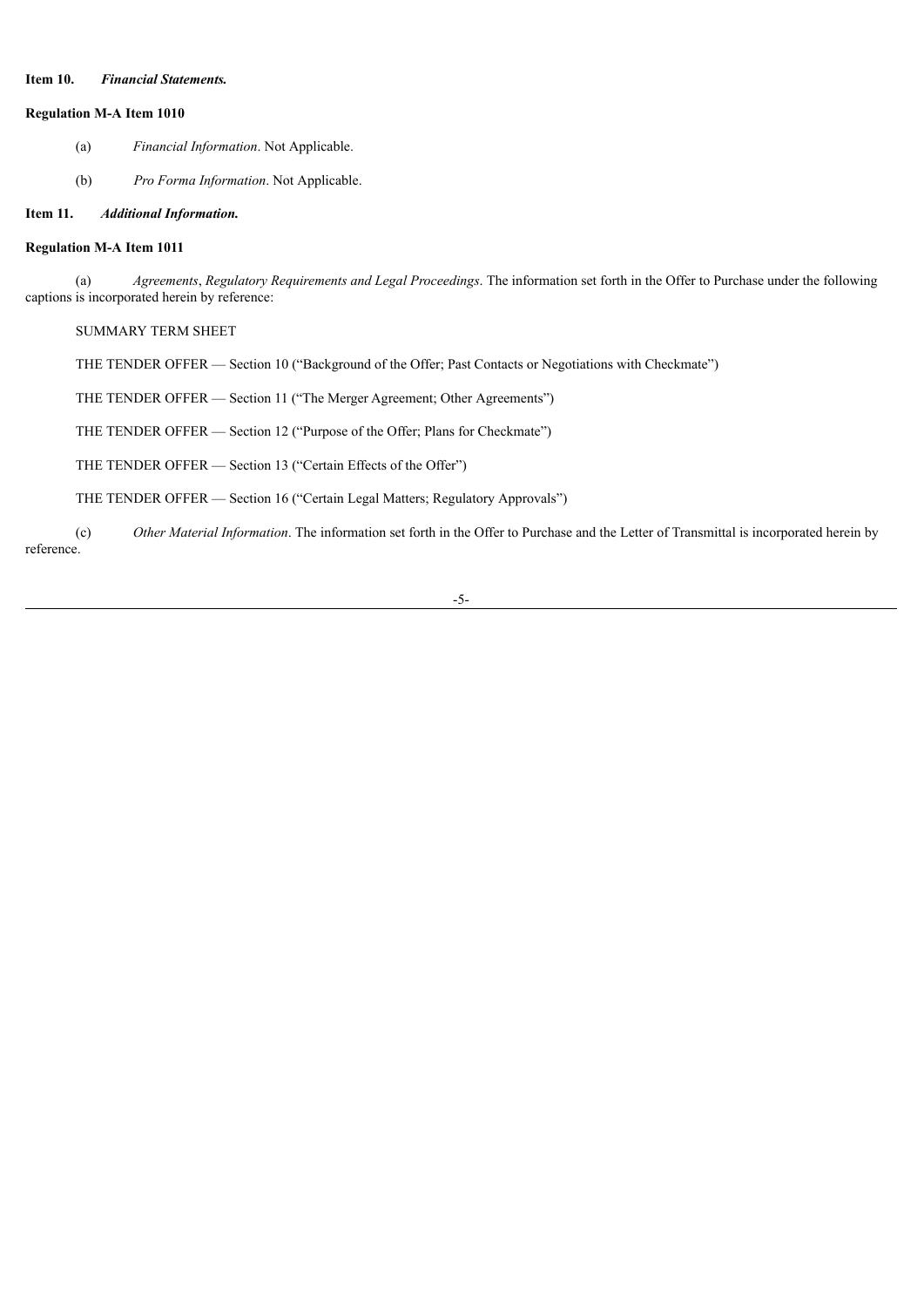**Item 10.** ***Financial Statements.***

**Regulation M-A Item 1010**

(a) *Financial Information*. Not Applicable.

(b) *Pro Forma Information*. Not Applicable.

**Item 11.** ***Additional Information.***

**Regulation M-A Item 1011**

(a) *Agreements*, *Regulatory Requirements and Legal Proceedings*. The information set forth in the Offer to Purchase under the following captions is incorporated herein by reference:

SUMMARY TERM SHEET

THE TENDER OFFER — Section 10 ("Background of the Offer; Past Contacts or Negotiations with Checkmate")

THE TENDER OFFER — Section 11 ("The Merger Agreement; Other Agreements")

THE TENDER OFFER — Section 12 ("Purpose of the Offer; Plans for Checkmate")

THE TENDER OFFER — Section 13 ("Certain Effects of the Offer")

THE TENDER OFFER — Section 16 ("Certain Legal Matters; Regulatory Approvals")

(c) *Other Material Information*. The information set forth in the Offer to Purchase and the Letter of Transmittal is incorporated herein by reference.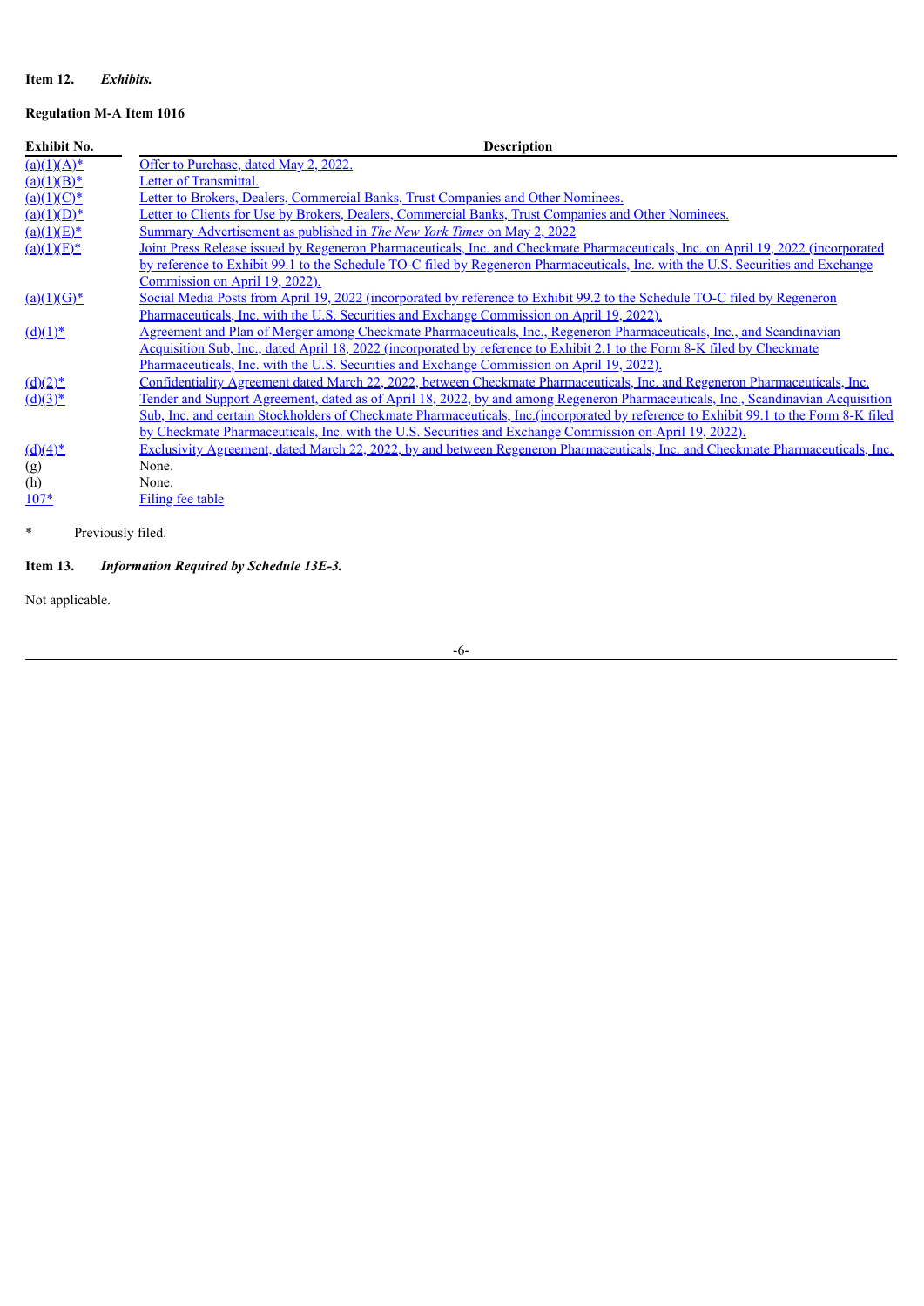**Item 12.** ***Exhibits.***

**Regulation M-A Item 1016**

| Exhibit No. | Description |
|---|---|
| (a)(1)(A)* | Offer to Purchase, dated May 2, 2022. |
| (a)(1)(B)* | Letter of Transmittal. |
| (a)(1)(C)* | Letter to Brokers, Dealers, Commercial Banks, Trust Companies and Other Nominees. |
| (a)(1)(D)* | Letter to Clients for Use by Brokers, Dealers, Commercial Banks, Trust Companies and Other Nominees. |
| (a)(1)(E)* | Summary Advertisement as published in *The New York Times* on May 2, 2022 |
| (a)(1)(F)* | Joint Press Release issued by Regeneron Pharmaceuticals, Inc. and Checkmate Pharmaceuticals, Inc. on April 19, 2022 (incorporated by reference to Exhibit 99.1 to the Schedule TO-C filed by Regeneron Pharmaceuticals, Inc. with the U.S. Securities and Exchange Commission on April 19, 2022). |
| (a)(1)(G)* | Social Media Posts from April 19, 2022 (incorporated by reference to Exhibit 99.2 to the Schedule TO-C filed by Regeneron Pharmaceuticals, Inc. with the U.S. Securities and Exchange Commission on April 19, 2022). |
| (d)(1)* | Agreement and Plan of Merger among Checkmate Pharmaceuticals, Inc., Regeneron Pharmaceuticals, Inc., and Scandinavian Acquisition Sub, Inc., dated April 18, 2022 (incorporated by reference to Exhibit 2.1 to the Form 8-K filed by Checkmate Pharmaceuticals, Inc. with the U.S. Securities and Exchange Commission on April 19, 2022). |
| (d)(2)* | Confidentiality Agreement dated March 22, 2022, between Checkmate Pharmaceuticals, Inc. and Regeneron Pharmaceuticals, Inc. |
| (d)(3)* | Tender and Support Agreement, dated as of April 18, 2022, by and among Regeneron Pharmaceuticals, Inc., Scandinavian Acquisition Sub, Inc. and certain Stockholders of Checkmate Pharmaceuticals, Inc.(incorporated by reference to Exhibit 99.1 to the Form 8-K filed by Checkmate Pharmaceuticals, Inc. with the U.S. Securities and Exchange Commission on April 19, 2022). |
| (d)(4)* | Exclusivity Agreement, dated March 22, 2022, by and between Regeneron Pharmaceuticals, Inc. and Checkmate Pharmaceuticals, Inc. |
| (g) | None. |
| (h) | None. |
| 107* | Filing fee table |

\* Previously filed.

**Item 13.** ***Information Required by Schedule 13E-3.***

Not applicable.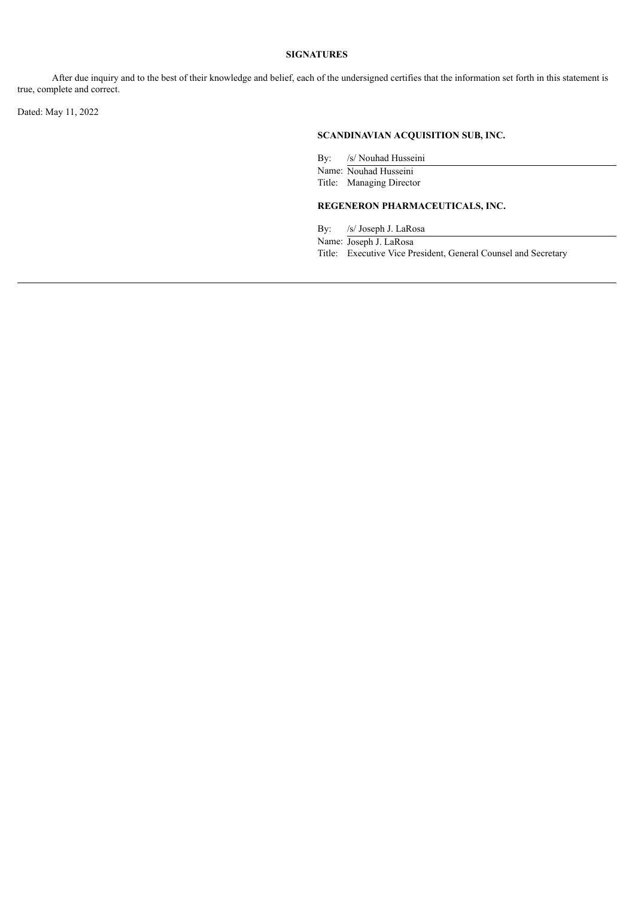## SIGNATURES

After due inquiry and to the best of their knowledge and belief, each of the undersigned certifies that the information set forth in this statement is true, complete and correct.

Dated: May 11, 2022

**SCANDINAVIAN ACQUISITION SUB, INC.**

By: /s/ Nouhad Husseini
Name: Nouhad Husseini
Title: Managing Director

**REGENERON PHARMACEUTICALS, INC.**

By: /s/ Joseph J. LaRosa
Name: Joseph J. LaRosa
Title: Executive Vice President, General Counsel and Secretary